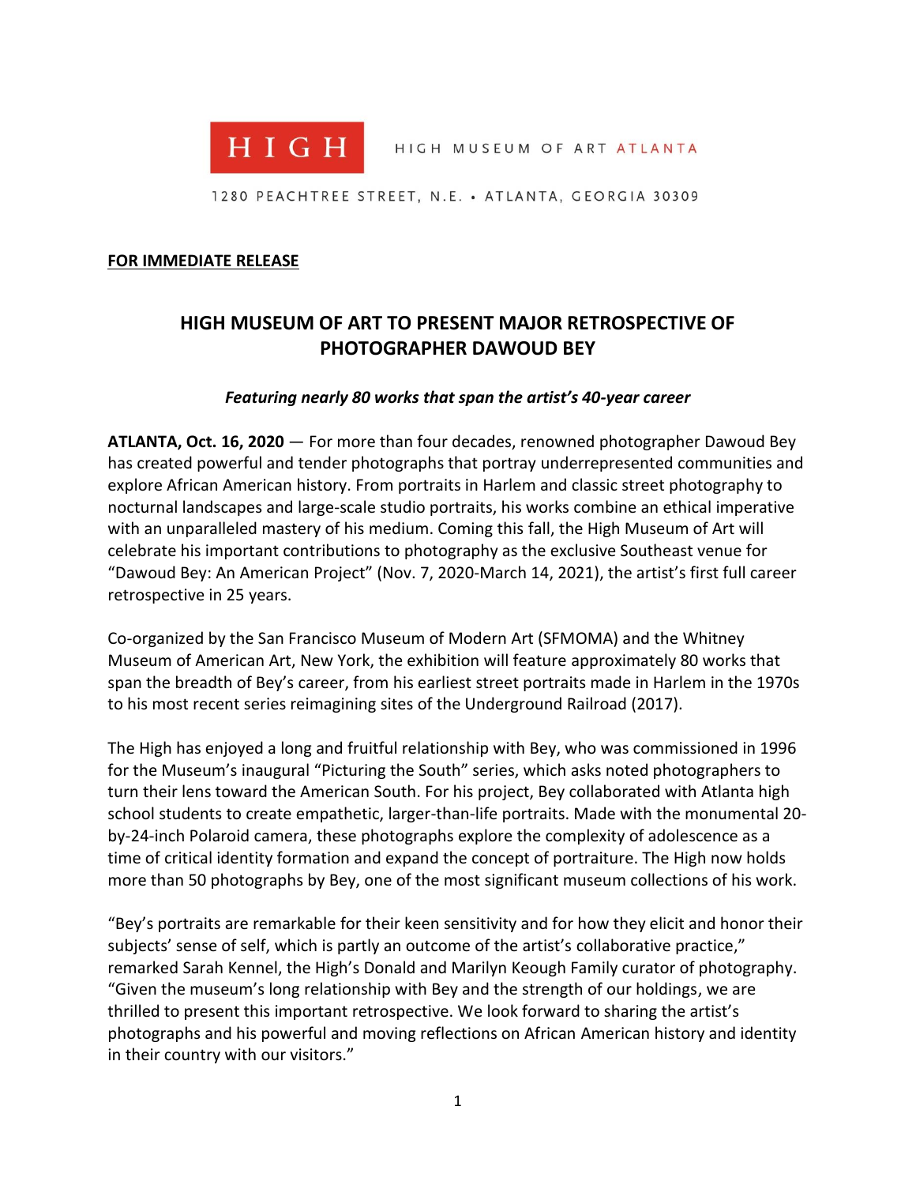HIGH MUSEUM OF ART ATLANTA

1280 PEACHTREE STREET, N.E. • ATLANTA, GEORGIA 30309

**FOR IMMEDIATE RELEASE**

# HIGH MUSEUM OF ART TO PRESENT MAJOR RETROSPECTIVE OF PHOTOGRAPHER DAWOUD BEY

***Featuring nearly 80 works that span the artist's 40-year career***

**ATLANTA, Oct. 16, 2020** — For more than four decades, renowned photographer Dawoud Bey has created powerful and tender photographs that portray underrepresented communities and explore African American history. From portraits in Harlem and classic street photography to nocturnal landscapes and large-scale studio portraits, his works combine an ethical imperative with an unparalleled mastery of his medium. Coming this fall, the High Museum of Art will celebrate his important contributions to photography as the exclusive Southeast venue for "Dawoud Bey: An American Project" (Nov. 7, 2020-March 14, 2021), the artist's first full career retrospective in 25 years.

Co-organized by the San Francisco Museum of Modern Art (SFMOMA) and the Whitney Museum of American Art, New York, the exhibition will feature approximately 80 works that span the breadth of Bey's career, from his earliest street portraits made in Harlem in the 1970s to his most recent series reimagining sites of the Underground Railroad (2017).

The High has enjoyed a long and fruitful relationship with Bey, who was commissioned in 1996 for the Museum's inaugural "Picturing the South" series, which asks noted photographers to turn their lens toward the American South. For his project, Bey collaborated with Atlanta high school students to create empathetic, larger-than-life portraits. Made with the monumental 20-by-24-inch Polaroid camera, these photographs explore the complexity of adolescence as a time of critical identity formation and expand the concept of portraiture. The High now holds more than 50 photographs by Bey, one of the most significant museum collections of his work.

"Bey's portraits are remarkable for their keen sensitivity and for how they elicit and honor their subjects' sense of self, which is partly an outcome of the artist's collaborative practice," remarked Sarah Kennel, the High's Donald and Marilyn Keough Family curator of photography. "Given the museum's long relationship with Bey and the strength of our holdings, we are thrilled to present this important retrospective. We look forward to sharing the artist's photographs and his powerful and moving reflections on African American history and identity in their country with our visitors."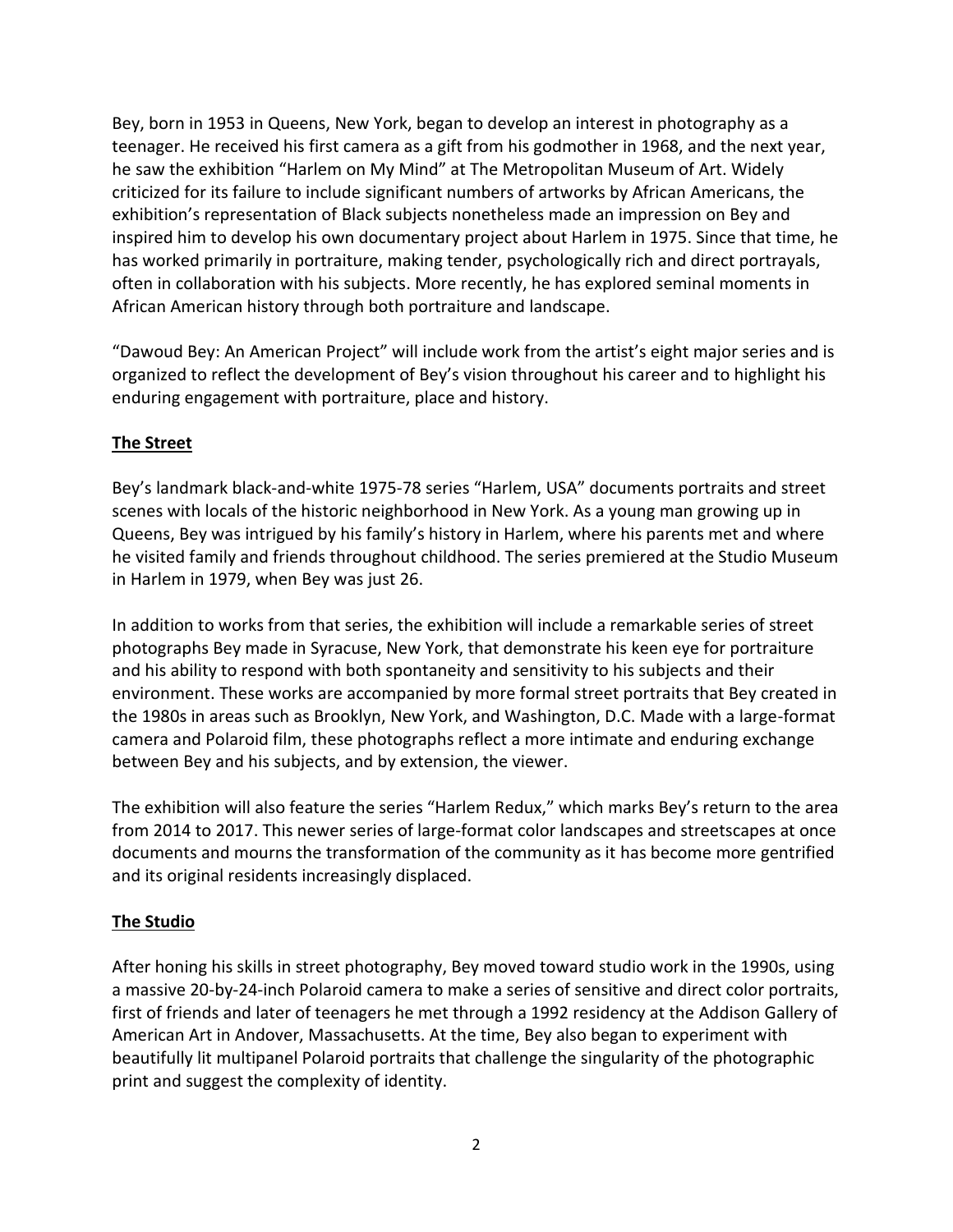Bey, born in 1953 in Queens, New York, began to develop an interest in photography as a teenager. He received his first camera as a gift from his godmother in 1968, and the next year, he saw the exhibition “Harlem on My Mind” at The Metropolitan Museum of Art. Widely criticized for its failure to include significant numbers of artworks by African Americans, the exhibition’s representation of Black subjects nonetheless made an impression on Bey and inspired him to develop his own documentary project about Harlem in 1975. Since that time, he has worked primarily in portraiture, making tender, psychologically rich and direct portrayals, often in collaboration with his subjects. More recently, he has explored seminal moments in African American history through both portraiture and landscape.

“Dawoud Bey: An American Project” will include work from the artist’s eight major series and is organized to reflect the development of Bey’s vision throughout his career and to highlight his enduring engagement with portraiture, place and history.

## The Street

Bey’s landmark black-and-white 1975-78 series “Harlem, USA” documents portraits and street scenes with locals of the historic neighborhood in New York. As a young man growing up in Queens, Bey was intrigued by his family’s history in Harlem, where his parents met and where he visited family and friends throughout childhood. The series premiered at the Studio Museum in Harlem in 1979, when Bey was just 26.

In addition to works from that series, the exhibition will include a remarkable series of street photographs Bey made in Syracuse, New York, that demonstrate his keen eye for portraiture and his ability to respond with both spontaneity and sensitivity to his subjects and their environment. These works are accompanied by more formal street portraits that Bey created in the 1980s in areas such as Brooklyn, New York, and Washington, D.C. Made with a large-format camera and Polaroid film, these photographs reflect a more intimate and enduring exchange between Bey and his subjects, and by extension, the viewer.

The exhibition will also feature the series “Harlem Redux,” which marks Bey’s return to the area from 2014 to 2017. This newer series of large-format color landscapes and streetscapes at once documents and mourns the transformation of the community as it has become more gentrified and its original residents increasingly displaced.

## The Studio

After honing his skills in street photography, Bey moved toward studio work in the 1990s, using a massive 20-by-24-inch Polaroid camera to make a series of sensitive and direct color portraits, first of friends and later of teenagers he met through a 1992 residency at the Addison Gallery of American Art in Andover, Massachusetts. At the time, Bey also began to experiment with beautifully lit multipanel Polaroid portraits that challenge the singularity of the photographic print and suggest the complexity of identity.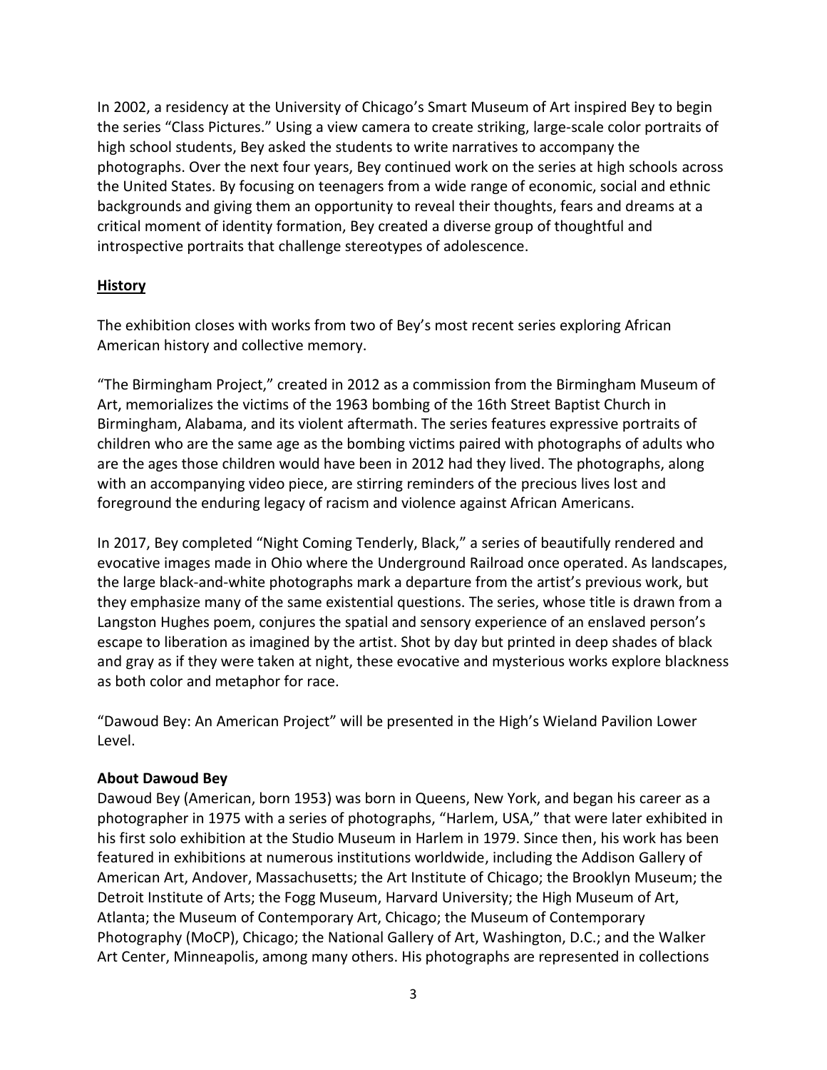In 2002, a residency at the University of Chicago's Smart Museum of Art inspired Bey to begin the series "Class Pictures." Using a view camera to create striking, large-scale color portraits of high school students, Bey asked the students to write narratives to accompany the photographs. Over the next four years, Bey continued work on the series at high schools across the United States. By focusing on teenagers from a wide range of economic, social and ethnic backgrounds and giving them an opportunity to reveal their thoughts, fears and dreams at a critical moment of identity formation, Bey created a diverse group of thoughtful and introspective portraits that challenge stereotypes of adolescence.

## History

The exhibition closes with works from two of Bey's most recent series exploring African American history and collective memory.

"The Birmingham Project," created in 2012 as a commission from the Birmingham Museum of Art, memorializes the victims of the 1963 bombing of the 16th Street Baptist Church in Birmingham, Alabama, and its violent aftermath. The series features expressive portraits of children who are the same age as the bombing victims paired with photographs of adults who are the ages those children would have been in 2012 had they lived. The photographs, along with an accompanying video piece, are stirring reminders of the precious lives lost and foreground the enduring legacy of racism and violence against African Americans.

In 2017, Bey completed "Night Coming Tenderly, Black," a series of beautifully rendered and evocative images made in Ohio where the Underground Railroad once operated. As landscapes, the large black-and-white photographs mark a departure from the artist's previous work, but they emphasize many of the same existential questions. The series, whose title is drawn from a Langston Hughes poem, conjures the spatial and sensory experience of an enslaved person's escape to liberation as imagined by the artist. Shot by day but printed in deep shades of black and gray as if they were taken at night, these evocative and mysterious works explore blackness as both color and metaphor for race.

"Dawoud Bey: An American Project" will be presented in the High's Wieland Pavilion Lower Level.

**About Dawoud Bey**

Dawoud Bey (American, born 1953) was born in Queens, New York, and began his career as a photographer in 1975 with a series of photographs, "Harlem, USA," that were later exhibited in his first solo exhibition at the Studio Museum in Harlem in 1979. Since then, his work has been featured in exhibitions at numerous institutions worldwide, including the Addison Gallery of American Art, Andover, Massachusetts; the Art Institute of Chicago; the Brooklyn Museum; the Detroit Institute of Arts; the Fogg Museum, Harvard University; the High Museum of Art, Atlanta; the Museum of Contemporary Art, Chicago; the Museum of Contemporary Photography (MoCP), Chicago; the National Gallery of Art, Washington, D.C.; and the Walker Art Center, Minneapolis, among many others. His photographs are represented in collections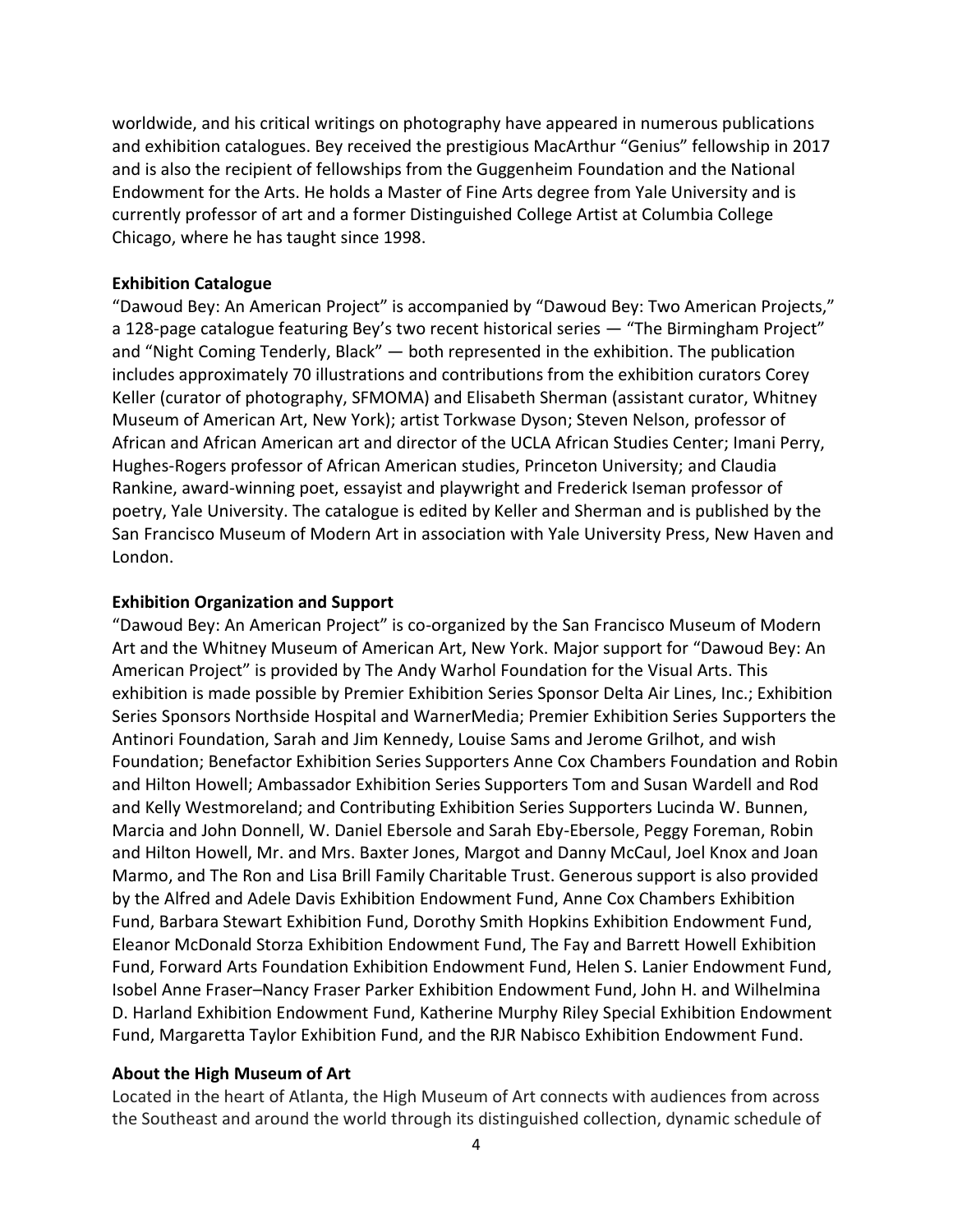worldwide, and his critical writings on photography have appeared in numerous publications and exhibition catalogues. Bey received the prestigious MacArthur "Genius" fellowship in 2017 and is also the recipient of fellowships from the Guggenheim Foundation and the National Endowment for the Arts. He holds a Master of Fine Arts degree from Yale University and is currently professor of art and a former Distinguished College Artist at Columbia College Chicago, where he has taught since 1998.

**Exhibition Catalogue**

"Dawoud Bey: An American Project" is accompanied by "Dawoud Bey: Two American Projects," a 128-page catalogue featuring Bey's two recent historical series — "The Birmingham Project" and "Night Coming Tenderly, Black" — both represented in the exhibition. The publication includes approximately 70 illustrations and contributions from the exhibition curators Corey Keller (curator of photography, SFMOMA) and Elisabeth Sherman (assistant curator, Whitney Museum of American Art, New York); artist Torkwase Dyson; Steven Nelson, professor of African and African American art and director of the UCLA African Studies Center; Imani Perry, Hughes-Rogers professor of African American studies, Princeton University; and Claudia Rankine, award-winning poet, essayist and playwright and Frederick Iseman professor of poetry, Yale University. The catalogue is edited by Keller and Sherman and is published by the San Francisco Museum of Modern Art in association with Yale University Press, New Haven and London.

**Exhibition Organization and Support**

"Dawoud Bey: An American Project" is co-organized by the San Francisco Museum of Modern Art and the Whitney Museum of American Art, New York. Major support for "Dawoud Bey: An American Project" is provided by The Andy Warhol Foundation for the Visual Arts. This exhibition is made possible by Premier Exhibition Series Sponsor Delta Air Lines, Inc.; Exhibition Series Sponsors Northside Hospital and WarnerMedia; Premier Exhibition Series Supporters the Antinori Foundation, Sarah and Jim Kennedy, Louise Sams and Jerome Grilhot, and wish Foundation; Benefactor Exhibition Series Supporters Anne Cox Chambers Foundation and Robin and Hilton Howell; Ambassador Exhibition Series Supporters Tom and Susan Wardell and Rod and Kelly Westmoreland; and Contributing Exhibition Series Supporters Lucinda W. Bunnen, Marcia and John Donnell, W. Daniel Ebersole and Sarah Eby-Ebersole, Peggy Foreman, Robin and Hilton Howell, Mr. and Mrs. Baxter Jones, Margot and Danny McCaul, Joel Knox and Joan Marmo, and The Ron and Lisa Brill Family Charitable Trust. Generous support is also provided by the Alfred and Adele Davis Exhibition Endowment Fund, Anne Cox Chambers Exhibition Fund, Barbara Stewart Exhibition Fund, Dorothy Smith Hopkins Exhibition Endowment Fund, Eleanor McDonald Storza Exhibition Endowment Fund, The Fay and Barrett Howell Exhibition Fund, Forward Arts Foundation Exhibition Endowment Fund, Helen S. Lanier Endowment Fund, Isobel Anne Fraser–Nancy Fraser Parker Exhibition Endowment Fund, John H. and Wilhelmina D. Harland Exhibition Endowment Fund, Katherine Murphy Riley Special Exhibition Endowment Fund, Margaretta Taylor Exhibition Fund, and the RJR Nabisco Exhibition Endowment Fund.

**About the High Museum of Art**

Located in the heart of Atlanta, the High Museum of Art connects with audiences from across the Southeast and around the world through its distinguished collection, dynamic schedule of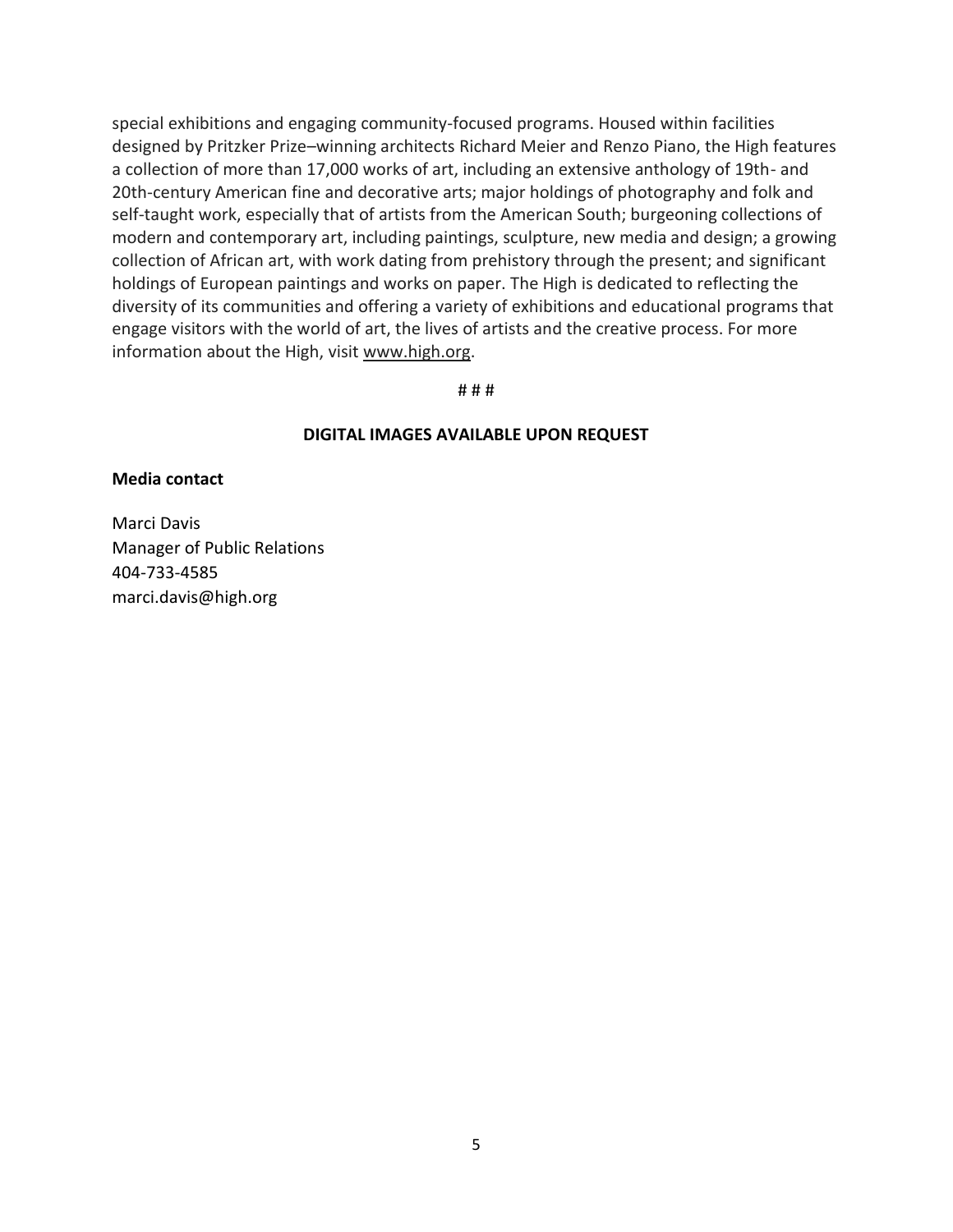special exhibitions and engaging community-focused programs. Housed within facilities designed by Pritzker Prize–winning architects Richard Meier and Renzo Piano, the High features a collection of more than 17,000 works of art, including an extensive anthology of 19th- and 20th-century American fine and decorative arts; major holdings of photography and folk and self-taught work, especially that of artists from the American South; burgeoning collections of modern and contemporary art, including paintings, sculpture, new media and design; a growing collection of African art, with work dating from prehistory through the present; and significant holdings of European paintings and works on paper. The High is dedicated to reflecting the diversity of its communities and offering a variety of exhibitions and educational programs that engage visitors with the world of art, the lives of artists and the creative process. For more information about the High, visit www.high.org.

# # #

**DIGITAL IMAGES AVAILABLE UPON REQUEST**

**Media contact**

Marci Davis
Manager of Public Relations
404-733-4585
marci.davis@high.org